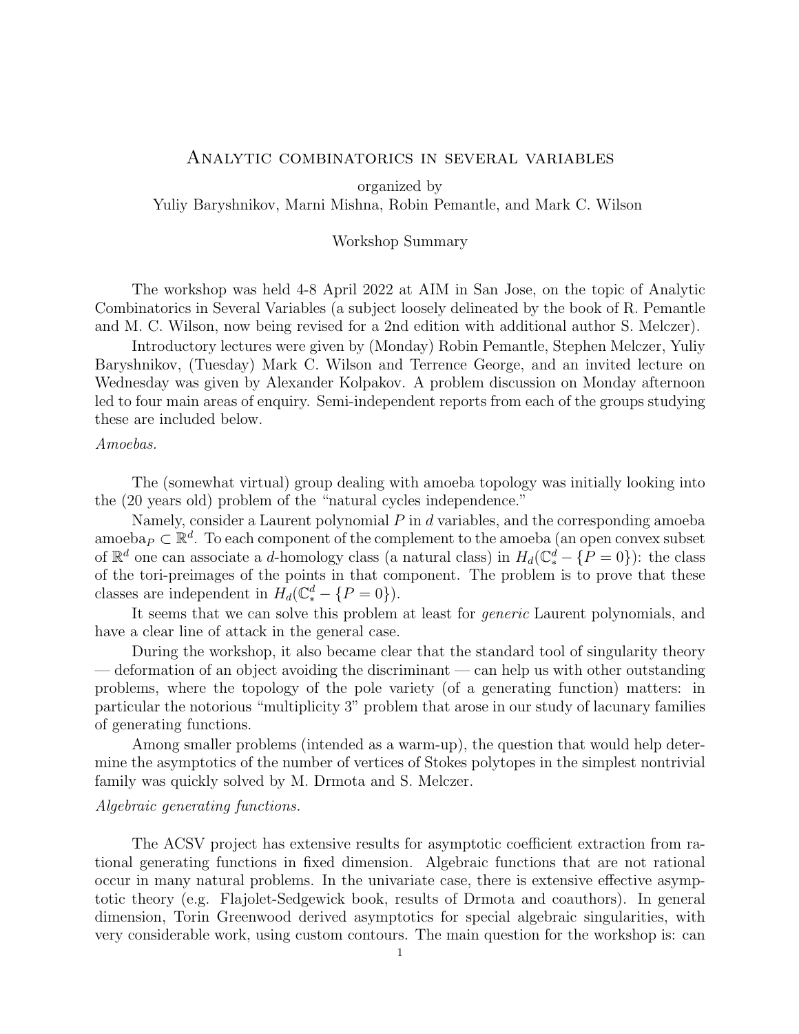# Analytic combinatorics in several variables

organized by
Yuliy Baryshnikov, Marni Mishna, Robin Pemantle, and Mark C. Wilson

Workshop Summary

The workshop was held 4-8 April 2022 at AIM in San Jose, on the topic of Analytic Combinatorics in Several Variables (a subject loosely delineated by the book of R. Pemantle and M. C. Wilson, now being revised for a 2nd edition with additional author S. Melczer).

Introductory lectures were given by (Monday) Robin Pemantle, Stephen Melczer, Yuliy Baryshnikov, (Tuesday) Mark C. Wilson and Terrence George, and an invited lecture on Wednesday was given by Alexander Kolpakov. A problem discussion on Monday afternoon led to four main areas of enquiry. Semi-independent reports from each of the groups studying these are included below.

*Amoebas.*

The (somewhat virtual) group dealing with amoeba topology was initially looking into the (20 years old) problem of the "natural cycles independence."

Namely, consider a Laurent polynomial $P$ in $d$ variables, and the corresponding amoeba $\text{amoeba}_P \subset \mathbb{R}^d$. To each component of the complement to the amoeba (an open convex subset of $\mathbb{R}^d$ one can associate a $d$-homology class (a natural class) in $H_d(\mathbb{C}_*^d - \{P = 0\})$: the class of the tori-preimages of the points in that component. The problem is to prove that these classes are independent in $H_d(\mathbb{C}_*^d - \{P = 0\})$.

It seems that we can solve this problem at least for *generic* Laurent polynomials, and have a clear line of attack in the general case.

During the workshop, it also became clear that the standard tool of singularity theory — deformation of an object avoiding the discriminant — can help us with other outstanding problems, where the topology of the pole variety (of a generating function) matters: in particular the notorious "multiplicity 3" problem that arose in our study of lacunary families of generating functions.

Among smaller problems (intended as a warm-up), the question that would help determine the asymptotics of the number of vertices of Stokes polytopes in the simplest nontrivial family was quickly solved by M. Drmota and S. Melczer.

*Algebraic generating functions.*

The ACSV project has extensive results for asymptotic coefficient extraction from rational generating functions in fixed dimension. Algebraic functions that are not rational occur in many natural problems. In the univariate case, there is extensive effective asymptotic theory (e.g. Flajolet-Sedgewick book, results of Drmota and coauthors). In general dimension, Torin Greenwood derived asymptotics for special algebraic singularities, with very considerable work, using custom contours. The main question for the workshop is: can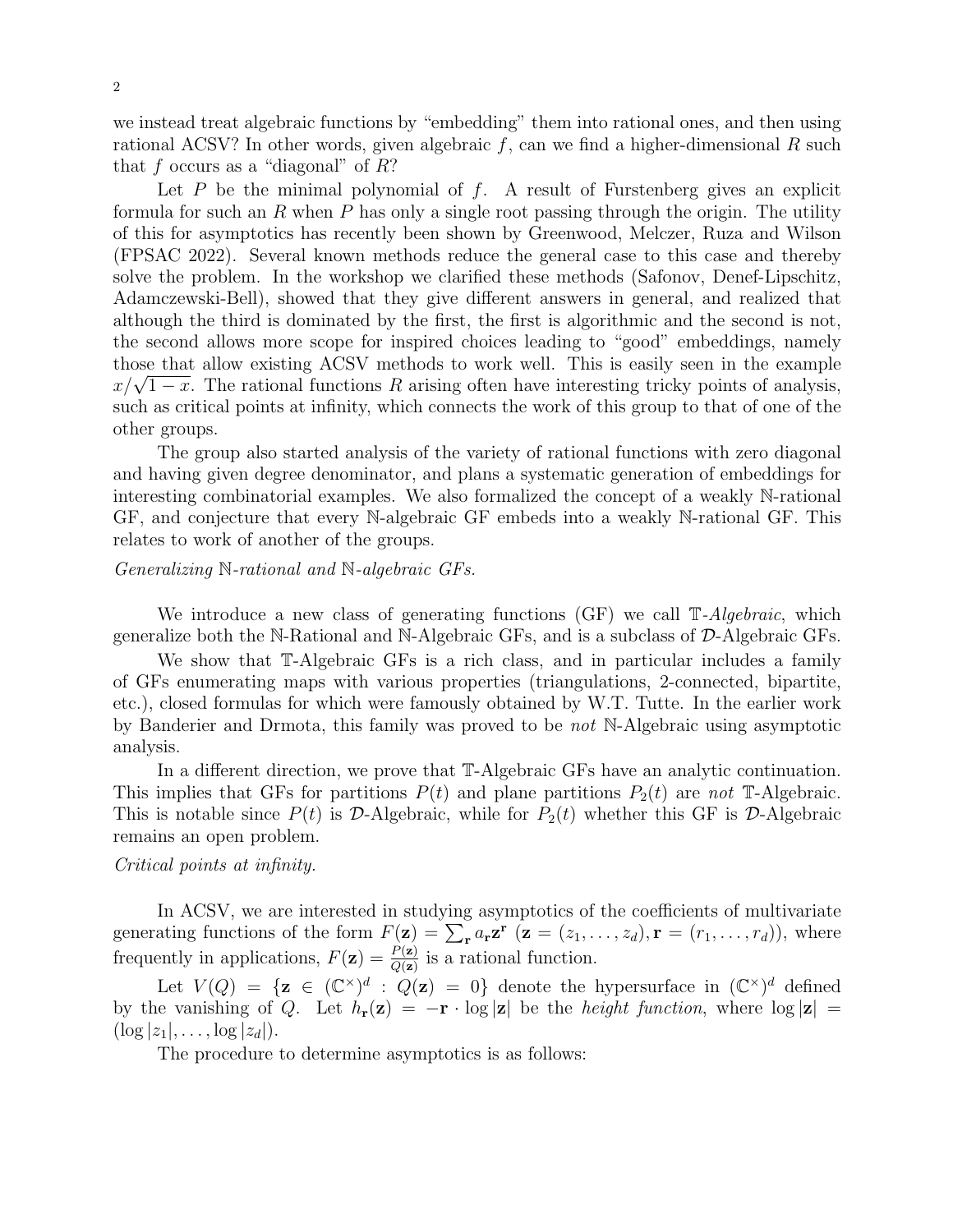we instead treat algebraic functions by "embedding" them into rational ones, and then using rational ACSV? In other words, given algebraic $f$, can we find a higher-dimensional $R$ such that $f$ occurs as a "diagonal" of $R$?

Let $P$ be the minimal polynomial of $f$. A result of Furstenberg gives an explicit formula for such an $R$ when $P$ has only a single root passing through the origin. The utility of this for asymptotics has recently been shown by Greenwood, Melczer, Ruza and Wilson (FPSAC 2022). Several known methods reduce the general case to this case and thereby solve the problem. In the workshop we clarified these methods (Safonov, Denef-Lipschitz, Adamczewski-Bell), showed that they give different answers in general, and realized that although the third is dominated by the first, the first is algorithmic and the second is not, the second allows more scope for inspired choices leading to "good" embeddings, namely those that allow existing ACSV methods to work well. This is easily seen in the example $x/\sqrt{1-x}$. The rational functions $R$ arising often have interesting tricky points of analysis, such as critical points at infinity, which connects the work of this group to that of one of the other groups.

The group also started analysis of the variety of rational functions with zero diagonal and having given degree denominator, and plans a systematic generation of embeddings for interesting combinatorial examples. We also formalized the concept of a weakly $\mathbb{N}$-rational GF, and conjecture that every $\mathbb{N}$-algebraic GF embeds into a weakly $\mathbb{N}$-rational GF. This relates to work of another of the groups.

*Generalizing $\mathbb{N}$-rational and $\mathbb{N}$-algebraic GFs.*

We introduce a new class of generating functions (GF) we call $\mathbb{T}$-*Algebraic*, which generalize both the $\mathbb{N}$-Rational and $\mathbb{N}$-Algebraic GFs, and is a subclass of $\mathcal{D}$-Algebraic GFs.

We show that $\mathbb{T}$-Algebraic GFs is a rich class, and in particular includes a family of GFs enumerating maps with various properties (triangulations, 2-connected, bipartite, etc.), closed formulas for which were famously obtained by W.T. Tutte. In the earlier work by Banderier and Drmota, this family was proved to be *not* $\mathbb{N}$-Algebraic using asymptotic analysis.

In a different direction, we prove that $\mathbb{T}$-Algebraic GFs have an analytic continuation. This implies that GFs for partitions $P(t)$ and plane partitions $P_2(t)$ are *not* $\mathbb{T}$-Algebraic. This is notable since $P(t)$ is $\mathcal{D}$-Algebraic, while for $P_2(t)$ whether this GF is $\mathcal{D}$-Algebraic remains an open problem.

*Critical points at infinity.*

In ACSV, we are interested in studying asymptotics of the coefficients of multivariate generating functions of the form $F(\mathbf{z}) = \sum_{\mathbf{r}} a_{\mathbf{r}} \mathbf{z}^{\mathbf{r}}$ $(\mathbf{z} = (z_1, \ldots, z_d), \mathbf{r} = (r_1, \ldots, r_d))$, where frequently in applications, $F(\mathbf{z}) = \frac{P(\mathbf{z})}{Q(\mathbf{z})}$ is a rational function.

Let $V(Q) = \{\mathbf{z} \in (\mathbb{C}^{\times})^d : Q(\mathbf{z}) = 0\}$ denote the hypersurface in $(\mathbb{C}^{\times})^d$ defined by the vanishing of $Q$. Let $h_{\mathbf{r}}(\mathbf{z}) = -\mathbf{r} \cdot \log|\mathbf{z}|$ be the *height function*, where $\log|\mathbf{z}| = (\log|z_1|, \ldots, \log|z_d|)$.

The procedure to determine asymptotics is as follows: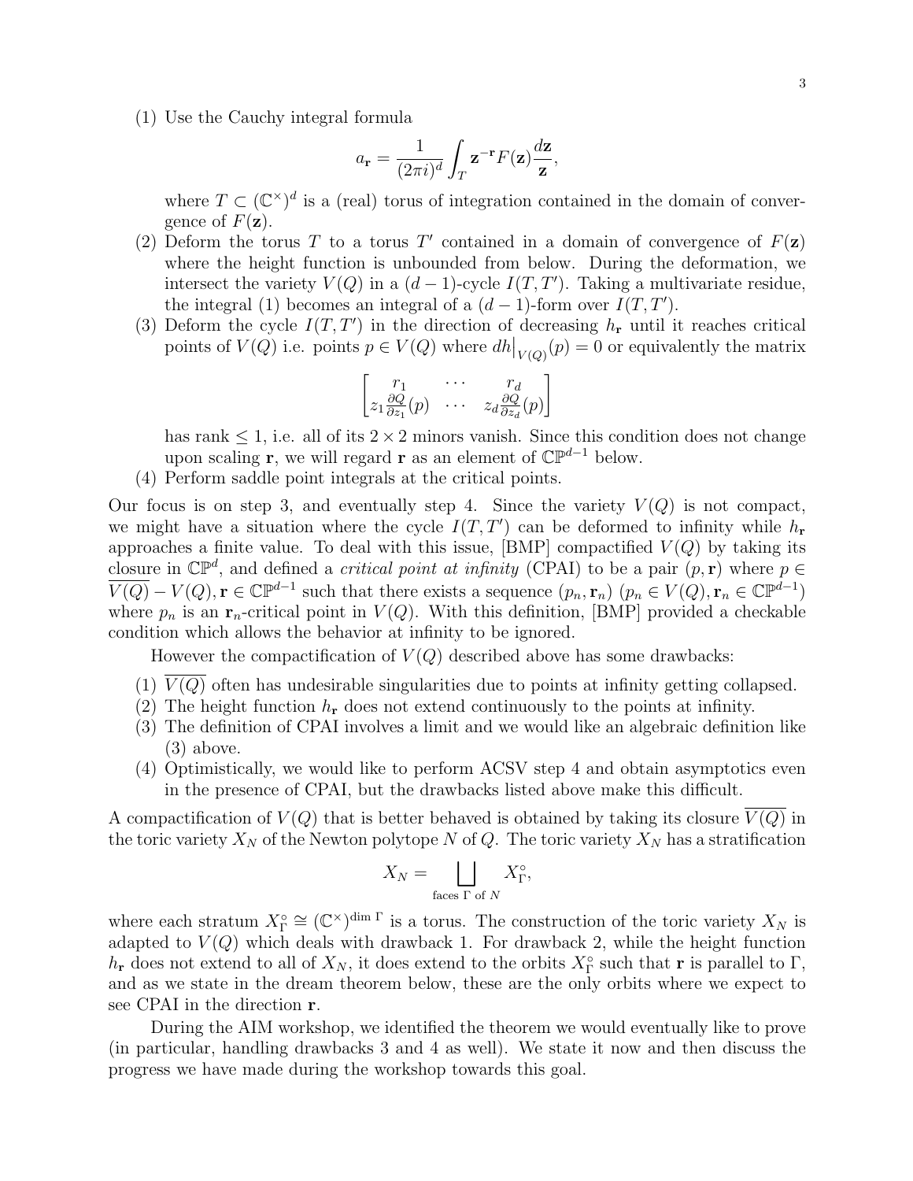(1) Use the Cauchy integral formula

$$a_{\mathbf{r}} = \frac{1}{(2\pi i)^d} \int_T \mathbf{z}^{-\mathbf{r}} F(\mathbf{z}) \frac{d\mathbf{z}}{\mathbf{z}},$$

where $T \subset (\mathbb{C}^\times)^d$ is a (real) torus of integration contained in the domain of convergence of $F(\mathbf{z})$.

(2) Deform the torus $T$ to a torus $T'$ contained in a domain of convergence of $F(\mathbf{z})$ where the height function is unbounded from below. During the deformation, we intersect the variety $V(Q)$ in a $(d-1)$-cycle $I(T, T')$. Taking a multivariate residue, the integral (1) becomes an integral of a $(d-1)$-form over $I(T, T')$.

(3) Deform the cycle $I(T, T')$ in the direction of decreasing $h_{\mathbf{r}}$ until it reaches critical points of $V(Q)$ i.e. points $p \in V(Q)$ where $dh\big|_{V(Q)}(p) = 0$ or equivalently the matrix

$$\begin{bmatrix} r_1 & \cdots & r_d \\ z_1 \frac{\partial Q}{\partial z_1}(p) & \cdots & z_d \frac{\partial Q}{\partial z_d}(p) \end{bmatrix}$$

has rank $\leq 1$, i.e. all of its $2 \times 2$ minors vanish. Since this condition does not change upon scaling $\mathbf{r}$, we will regard $\mathbf{r}$ as an element of $\mathbb{CP}^{d-1}$ below.

(4) Perform saddle point integrals at the critical points.

Our focus is on step 3, and eventually step 4. Since the variety $V(Q)$ is not compact, we might have a situation where the cycle $I(T, T')$ can be deformed to infinity while $h_{\mathbf{r}}$ approaches a finite value. To deal with this issue, [BMP] compactified $V(Q)$ by taking its closure in $\mathbb{CP}^d$, and defined a *critical point at infinity* (CPAI) to be a pair $(p, \mathbf{r})$ where $p \in \overline{V(Q)} - V(Q), \mathbf{r} \in \mathbb{CP}^{d-1}$ such that there exists a sequence $(p_n, \mathbf{r}_n)$ $(p_n \in V(Q), \mathbf{r}_n \in \mathbb{CP}^{d-1})$ where $p_n$ is an $\mathbf{r}_n$-critical point in $V(Q)$. With this definition, [BMP] provided a checkable condition which allows the behavior at infinity to be ignored.

However the compactification of $V(Q)$ described above has some drawbacks:

(1) $\overline{V(Q)}$ often has undesirable singularities due to points at infinity getting collapsed.
(2) The height function $h_{\mathbf{r}}$ does not extend continuously to the points at infinity.
(3) The definition of CPAI involves a limit and we would like an algebraic definition like (3) above.
(4) Optimistically, we would like to perform ACSV step 4 and obtain asymptotics even in the presence of CPAI, but the drawbacks listed above make this difficult.

A compactification of $V(Q)$ that is better behaved is obtained by taking its closure $\overline{V(Q)}$ in the toric variety $X_N$ of the Newton polytope $N$ of $Q$. The toric variety $X_N$ has a stratification

$$X_N = \bigsqcup_{\text{faces } \Gamma \text{ of } N} X_\Gamma^\circ,$$

where each stratum $X_\Gamma^\circ \cong (\mathbb{C}^\times)^{\dim \Gamma}$ is a torus. The construction of the toric variety $X_N$ is adapted to $V(Q)$ which deals with drawback 1. For drawback 2, while the height function $h_{\mathbf{r}}$ does not extend to all of $X_N$, it does extend to the orbits $X_\Gamma^\circ$ such that $\mathbf{r}$ is parallel to $\Gamma$, and as we state in the dream theorem below, these are the only orbits where we expect to see CPAI in the direction $\mathbf{r}$.

During the AIM workshop, we identified the theorem we would eventually like to prove (in particular, handling drawbacks 3 and 4 as well). We state it now and then discuss the progress we have made during the workshop towards this goal.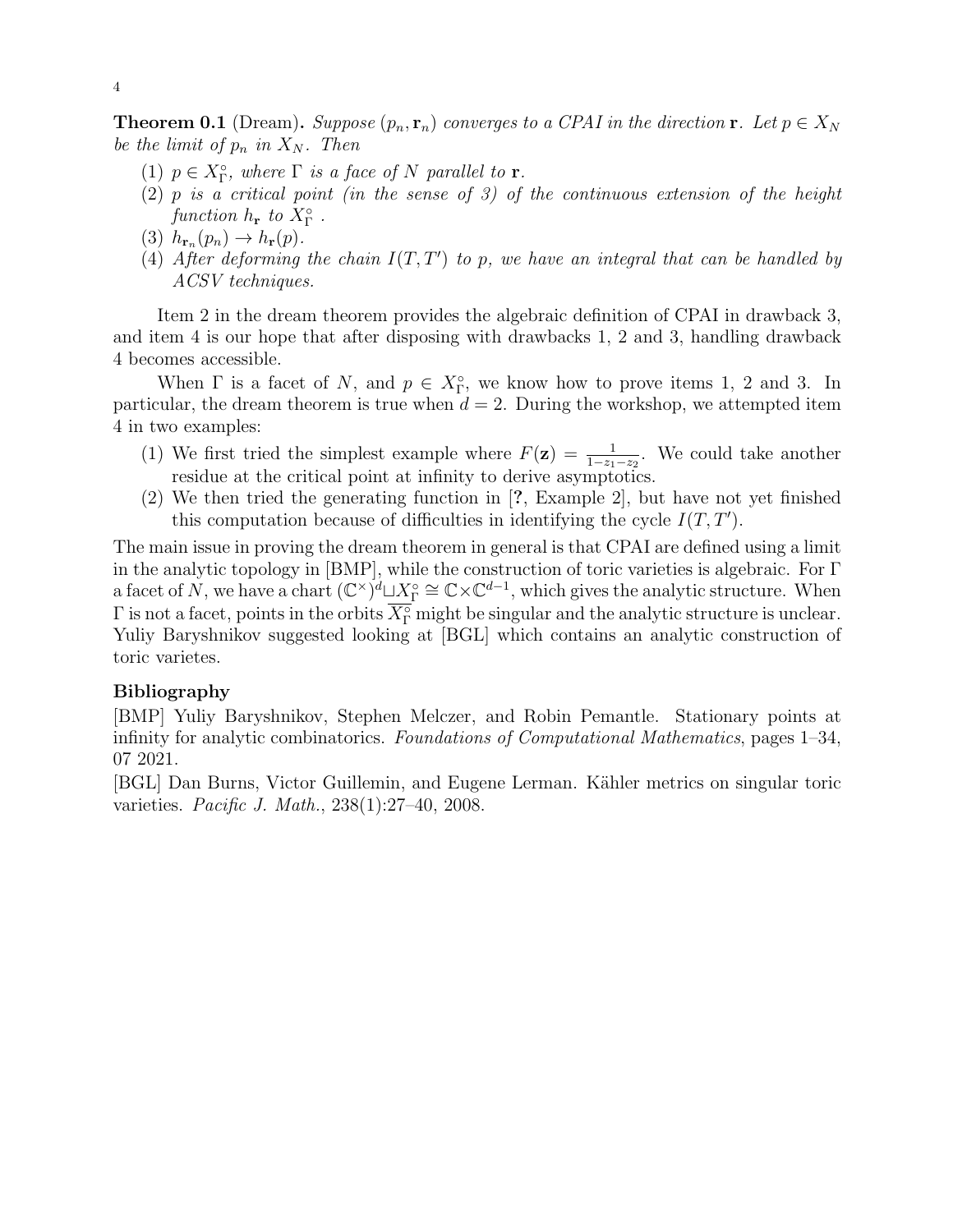**Theorem 0.1** (Dream)**.** *Suppose $(p_n, \mathbf{r}_n)$ converges to a CPAI in the direction $\mathbf{r}$. Let $p \in X_N$ be the limit of $p_n$ in $X_N$. Then*

1. *$p \in X_\Gamma^\circ$, where $\Gamma$ is a face of $N$ parallel to $\mathbf{r}$.*
2. *$p$ is a critical point (in the sense of 3) of the continuous extension of the height function $h_\mathbf{r}$ to $X_\Gamma^\circ$ .*
3. *$h_{\mathbf{r}_n}(p_n) \to h_\mathbf{r}(p)$.*
4. *After deforming the chain $I(T, T')$ to $p$, we have an integral that can be handled by ACSV techniques.*

Item 2 in the dream theorem provides the algebraic definition of CPAI in drawback 3, and item 4 is our hope that after disposing with drawbacks 1, 2 and 3, handling drawback 4 becomes accessible.

When $\Gamma$ is a facet of $N$, and $p \in X_\Gamma^\circ$, we know how to prove items 1, 2 and 3. In particular, the dream theorem is true when $d = 2$. During the workshop, we attempted item 4 in two examples:

1. We first tried the simplest example where $F(\mathbf{z}) = \frac{1}{1-z_1-z_2}$. We could take another residue at the critical point at infinity to derive asymptotics.
2. We then tried the generating function in [?, Example 2], but have not yet finished this computation because of difficulties in identifying the cycle $I(T, T')$.

The main issue in proving the dream theorem in general is that CPAI are defined using a limit in the analytic topology in [BMP], while the construction of toric varieties is algebraic. For $\Gamma$ a facet of $N$, we have a chart $(\mathbb{C}^\times)^d \sqcup X_\Gamma^\circ \cong \mathbb{C} \times \mathbb{C}^{d-1}$, which gives the analytic structure. When $\Gamma$ is not a facet, points in the orbits $\overline{X_\Gamma^\circ}$ might be singular and the analytic structure is unclear. Yuliy Baryshnikov suggested looking at [BGL] which contains an analytic construction of toric varietes.

### Bibliography

[BMP] Yuliy Baryshnikov, Stephen Melczer, and Robin Pemantle. Stationary points at infinity for analytic combinatorics. *Foundations of Computational Mathematics*, pages 1–34, 07 2021.

[BGL] Dan Burns, Victor Guillemin, and Eugene Lerman. Kähler metrics on singular toric varieties. *Pacific J. Math.*, 238(1):27–40, 2008.